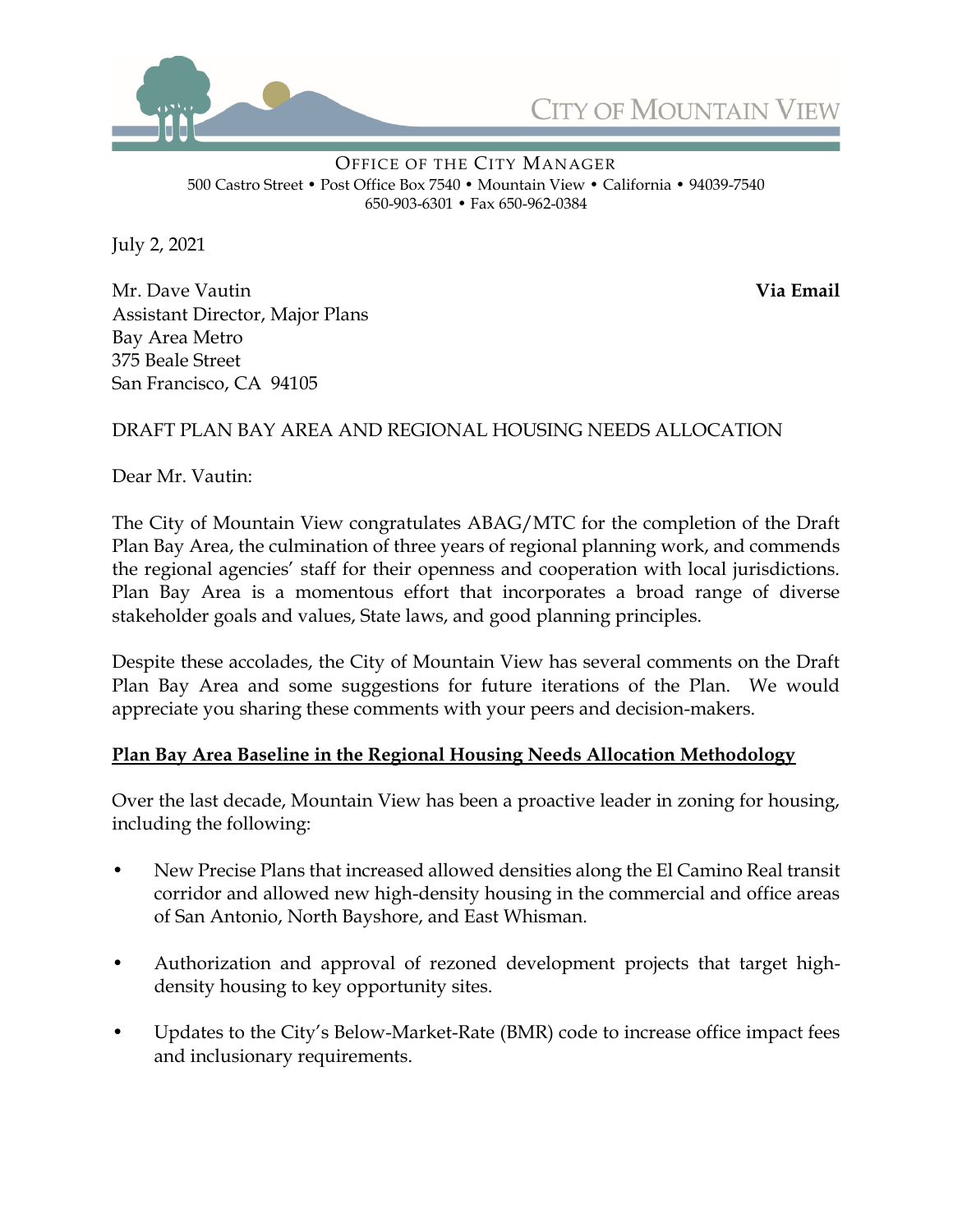CITY OF MOUNTAIN VIEW

OFFICE OF THE CITY MANAGER
500 Castro Street • Post Office Box 7540 • Mountain View • California • 94039-7540
650-903-6301 • Fax 650-962-0384

July 2, 2021

Mr. Dave Vautin **Via Email**
Assistant Director, Major Plans
Bay Area Metro
375 Beale Street
San Francisco, CA 94105

DRAFT PLAN BAY AREA AND REGIONAL HOUSING NEEDS ALLOCATION

Dear Mr. Vautin:

The City of Mountain View congratulates ABAG/MTC for the completion of the Draft Plan Bay Area, the culmination of three years of regional planning work, and commends the regional agencies' staff for their openness and cooperation with local jurisdictions. Plan Bay Area is a momentous effort that incorporates a broad range of diverse stakeholder goals and values, State laws, and good planning principles.

Despite these accolades, the City of Mountain View has several comments on the Draft Plan Bay Area and some suggestions for future iterations of the Plan. We would appreciate you sharing these comments with your peers and decision-makers.

**Plan Bay Area Baseline in the Regional Housing Needs Allocation Methodology**

Over the last decade, Mountain View has been a proactive leader in zoning for housing, including the following:

- New Precise Plans that increased allowed densities along the El Camino Real transit corridor and allowed new high-density housing in the commercial and office areas of San Antonio, North Bayshore, and East Whisman.
- Authorization and approval of rezoned development projects that target high-density housing to key opportunity sites.
- Updates to the City's Below-Market-Rate (BMR) code to increase office impact fees and inclusionary requirements.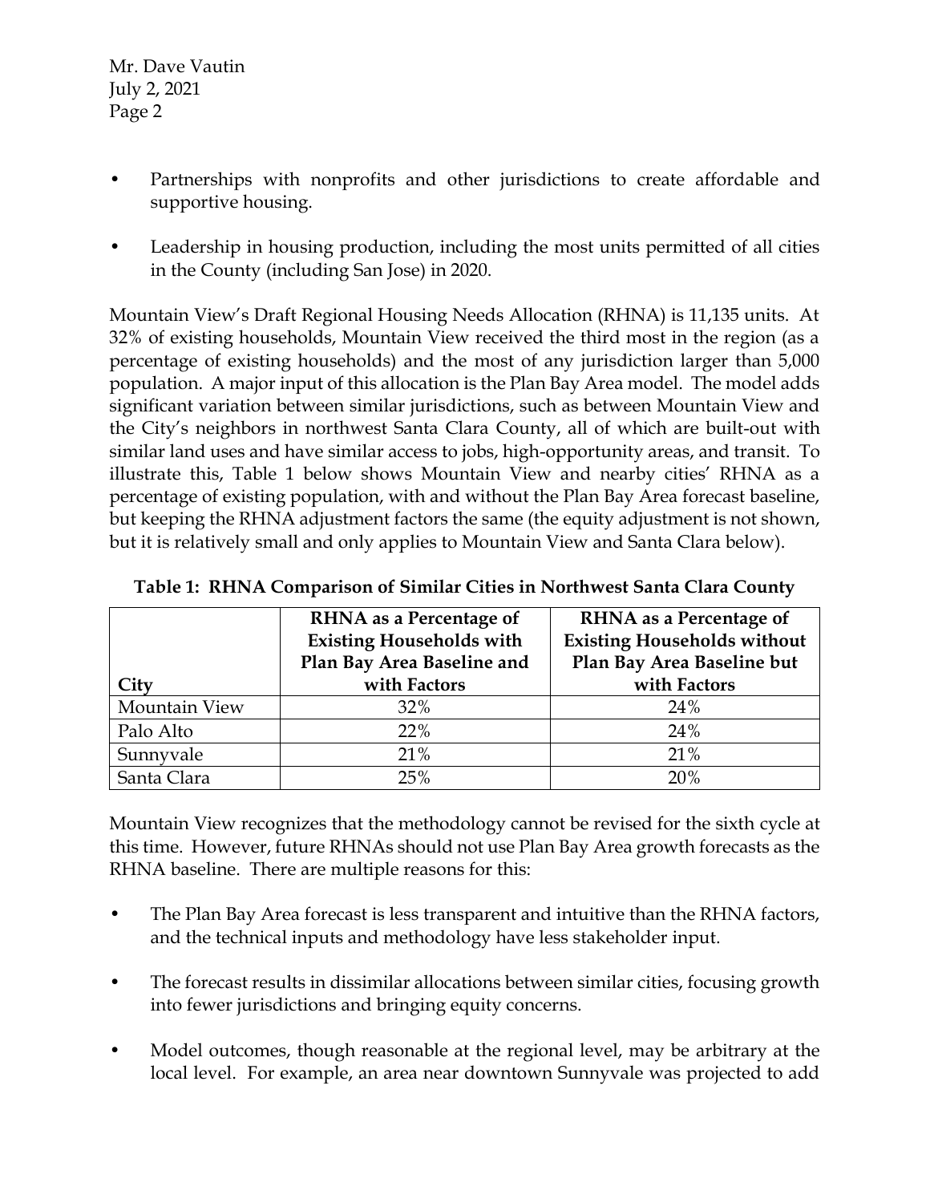- Partnerships with nonprofits and other jurisdictions to create affordable and supportive housing.
- Leadership in housing production, including the most units permitted of all cities in the County (including San Jose) in 2020.

Mountain View's Draft Regional Housing Needs Allocation (RHNA) is 11,135 units. At 32% of existing households, Mountain View received the third most in the region (as a percentage of existing households) and the most of any jurisdiction larger than 5,000 population. A major input of this allocation is the Plan Bay Area model. The model adds significant variation between similar jurisdictions, such as between Mountain View and the City's neighbors in northwest Santa Clara County, all of which are built-out with similar land uses and have similar access to jobs, high-opportunity areas, and transit. To illustrate this, Table 1 below shows Mountain View and nearby cities' RHNA as a percentage of existing population, with and without the Plan Bay Area forecast baseline, but keeping the RHNA adjustment factors the same (the equity adjustment is not shown, but it is relatively small and only applies to Mountain View and Santa Clara below).

**Table 1: RHNA Comparison of Similar Cities in Northwest Santa Clara County**

| City | RHNA as a Percentage of Existing Households with Plan Bay Area Baseline and with Factors | RHNA as a Percentage of Existing Households without Plan Bay Area Baseline but with Factors |
|---|---|---|
| Mountain View | 32% | 24% |
| Palo Alto | 22% | 24% |
| Sunnyvale | 21% | 21% |
| Santa Clara | 25% | 20% |

Mountain View recognizes that the methodology cannot be revised for the sixth cycle at this time. However, future RHNAs should not use Plan Bay Area growth forecasts as the RHNA baseline. There are multiple reasons for this:

- The Plan Bay Area forecast is less transparent and intuitive than the RHNA factors, and the technical inputs and methodology have less stakeholder input.
- The forecast results in dissimilar allocations between similar cities, focusing growth into fewer jurisdictions and bringing equity concerns.
- Model outcomes, though reasonable at the regional level, may be arbitrary at the local level. For example, an area near downtown Sunnyvale was projected to add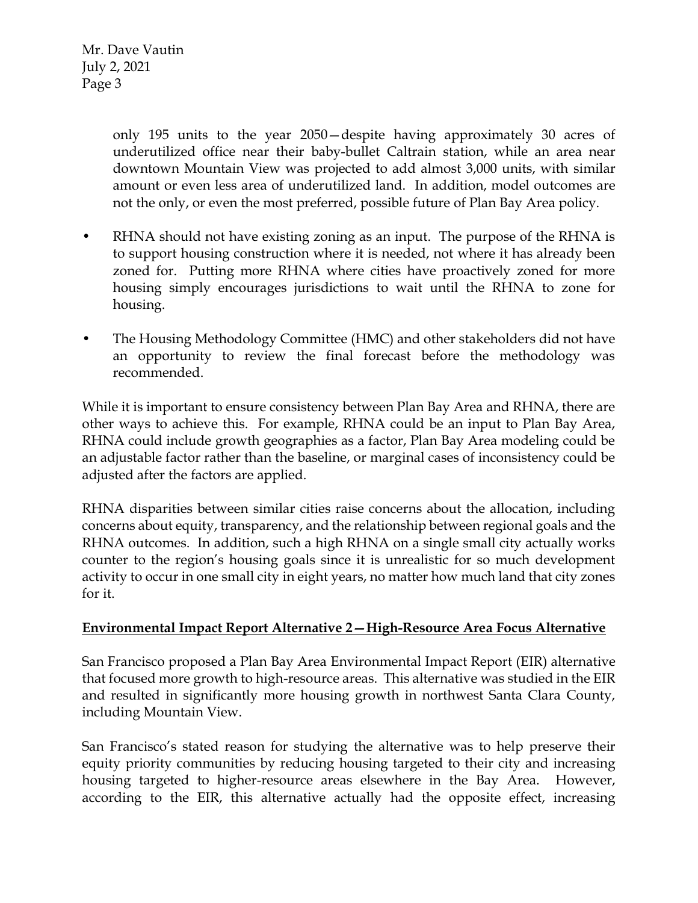only 195 units to the year 2050—despite having approximately 30 acres of underutilized office near their baby-bullet Caltrain station, while an area near downtown Mountain View was projected to add almost 3,000 units, with similar amount or even less area of underutilized land. In addition, model outcomes are not the only, or even the most preferred, possible future of Plan Bay Area policy.

- RHNA should not have existing zoning as an input. The purpose of the RHNA is to support housing construction where it is needed, not where it has already been zoned for. Putting more RHNA where cities have proactively zoned for more housing simply encourages jurisdictions to wait until the RHNA to zone for housing.

- The Housing Methodology Committee (HMC) and other stakeholders did not have an opportunity to review the final forecast before the methodology was recommended.

While it is important to ensure consistency between Plan Bay Area and RHNA, there are other ways to achieve this. For example, RHNA could be an input to Plan Bay Area, RHNA could include growth geographies as a factor, Plan Bay Area modeling could be an adjustable factor rather than the baseline, or marginal cases of inconsistency could be adjusted after the factors are applied.

RHNA disparities between similar cities raise concerns about the allocation, including concerns about equity, transparency, and the relationship between regional goals and the RHNA outcomes. In addition, such a high RHNA on a single small city actually works counter to the region's housing goals since it is unrealistic for so much development activity to occur in one small city in eight years, no matter how much land that city zones for it.

**Environmental Impact Report Alternative 2—High-Resource Area Focus Alternative**

San Francisco proposed a Plan Bay Area Environmental Impact Report (EIR) alternative that focused more growth to high-resource areas. This alternative was studied in the EIR and resulted in significantly more housing growth in northwest Santa Clara County, including Mountain View.

San Francisco's stated reason for studying the alternative was to help preserve their equity priority communities by reducing housing targeted to their city and increasing housing targeted to higher-resource areas elsewhere in the Bay Area. However, according to the EIR, this alternative actually had the opposite effect, increasing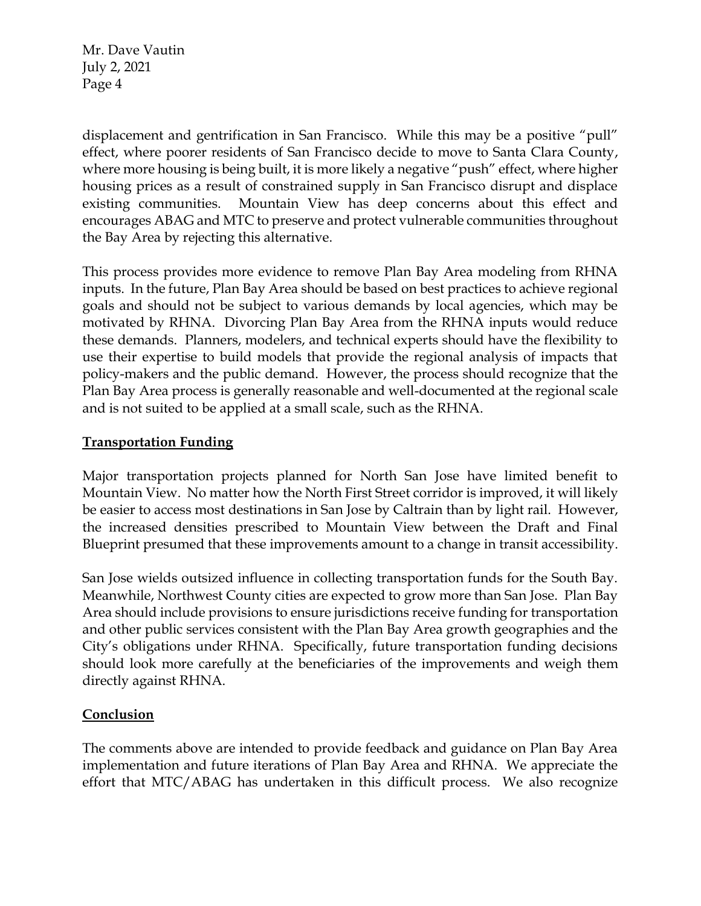displacement and gentrification in San Francisco. While this may be a positive "pull" effect, where poorer residents of San Francisco decide to move to Santa Clara County, where more housing is being built, it is more likely a negative "push" effect, where higher housing prices as a result of constrained supply in San Francisco disrupt and displace existing communities. Mountain View has deep concerns about this effect and encourages ABAG and MTC to preserve and protect vulnerable communities throughout the Bay Area by rejecting this alternative.

This process provides more evidence to remove Plan Bay Area modeling from RHNA inputs. In the future, Plan Bay Area should be based on best practices to achieve regional goals and should not be subject to various demands by local agencies, which may be motivated by RHNA. Divorcing Plan Bay Area from the RHNA inputs would reduce these demands. Planners, modelers, and technical experts should have the flexibility to use their expertise to build models that provide the regional analysis of impacts that policy-makers and the public demand. However, the process should recognize that the Plan Bay Area process is generally reasonable and well-documented at the regional scale and is not suited to be applied at a small scale, such as the RHNA.

**Transportation Funding**

Major transportation projects planned for North San Jose have limited benefit to Mountain View. No matter how the North First Street corridor is improved, it will likely be easier to access most destinations in San Jose by Caltrain than by light rail. However, the increased densities prescribed to Mountain View between the Draft and Final Blueprint presumed that these improvements amount to a change in transit accessibility.

San Jose wields outsized influence in collecting transportation funds for the South Bay. Meanwhile, Northwest County cities are expected to grow more than San Jose. Plan Bay Area should include provisions to ensure jurisdictions receive funding for transportation and other public services consistent with the Plan Bay Area growth geographies and the City's obligations under RHNA. Specifically, future transportation funding decisions should look more carefully at the beneficiaries of the improvements and weigh them directly against RHNA.

**Conclusion**

The comments above are intended to provide feedback and guidance on Plan Bay Area implementation and future iterations of Plan Bay Area and RHNA. We appreciate the effort that MTC/ABAG has undertaken in this difficult process. We also recognize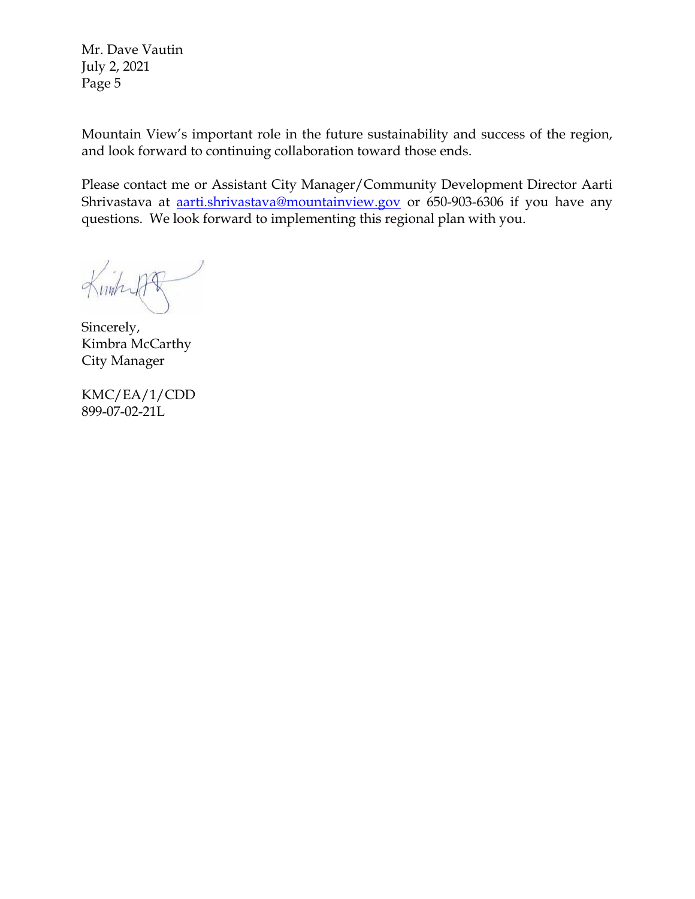Mountain View's important role in the future sustainability and success of the region, and look forward to continuing collaboration toward those ends.

Please contact me or Assistant City Manager/Community Development Director Aarti Shrivastava at aarti.shrivastava@mountainview.gov or 650-903-6306 if you have any questions. We look forward to implementing this regional plan with you.

Sincerely,
Kimbra McCarthy
City Manager

KMC/EA/1/CDD
899-07-02-21L